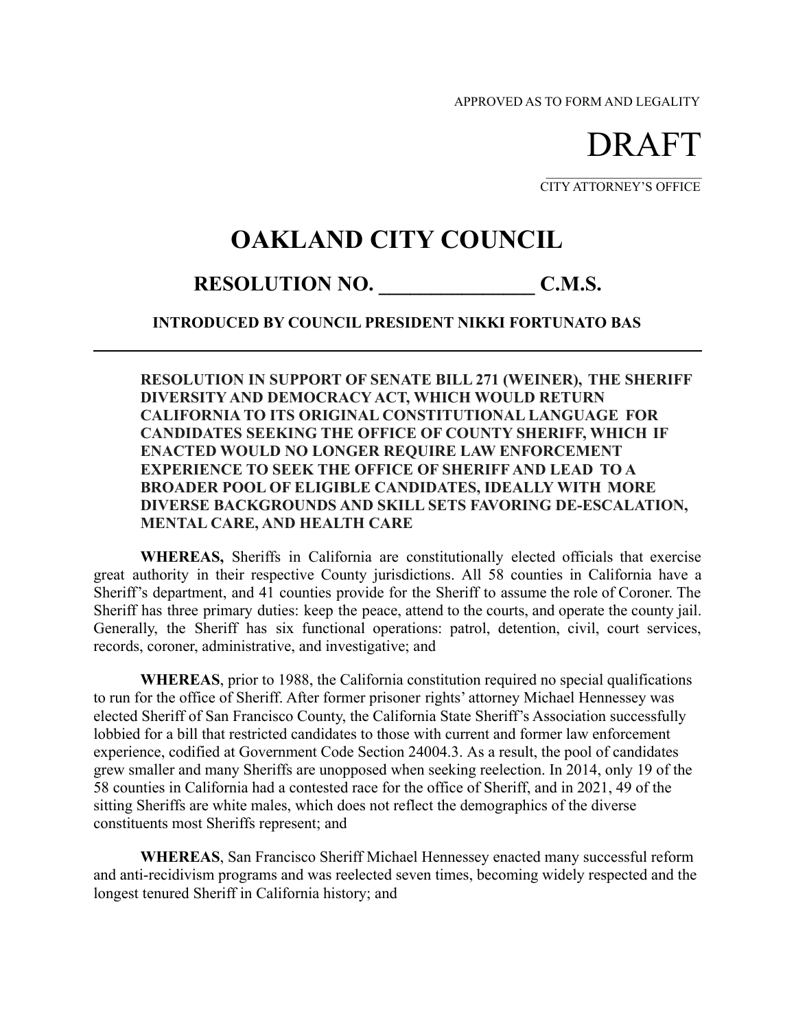APPROVED AS TO FORM AND LEGALITY

DRAFT

_______________________
CITY ATTORNEY'S OFFICE

# OAKLAND CITY COUNCIL

## RESOLUTION NO. _______________ C.M.S.

### INTRODUCED BY COUNCIL PRESIDENT NIKKI FORTUNATO BAS

---

**RESOLUTION IN SUPPORT OF SENATE BILL 271 (WEINER), THE SHERIFF DIVERSITY AND DEMOCRACY ACT, WHICH WOULD RETURN CALIFORNIA TO ITS ORIGINAL CONSTITUTIONAL LANGUAGE FOR CANDIDATES SEEKING THE OFFICE OF COUNTY SHERIFF, WHICH IF ENACTED WOULD NO LONGER REQUIRE LAW ENFORCEMENT EXPERIENCE TO SEEK THE OFFICE OF SHERIFF AND LEAD TO A BROADER POOL OF ELIGIBLE CANDIDATES, IDEALLY WITH MORE DIVERSE BACKGROUNDS AND SKILL SETS FAVORING DE-ESCALATION, MENTAL CARE, AND HEALTH CARE**

**WHEREAS,** Sheriffs in California are constitutionally elected officials that exercise great authority in their respective County jurisdictions. All 58 counties in California have a Sheriff's department, and 41 counties provide for the Sheriff to assume the role of Coroner. The Sheriff has three primary duties: keep the peace, attend to the courts, and operate the county jail. Generally, the Sheriff has six functional operations: patrol, detention, civil, court services, records, coroner, administrative, and investigative; and

**WHEREAS**, prior to 1988, the California constitution required no special qualifications to run for the office of Sheriff. After former prisoner rights' attorney Michael Hennessey was elected Sheriff of San Francisco County, the California State Sheriff's Association successfully lobbied for a bill that restricted candidates to those with current and former law enforcement experience, codified at Government Code Section 24004.3. As a result, the pool of candidates grew smaller and many Sheriffs are unopposed when seeking reelection. In 2014, only 19 of the 58 counties in California had a contested race for the office of Sheriff, and in 2021, 49 of the sitting Sheriffs are white males, which does not reflect the demographics of the diverse constituents most Sheriffs represent; and

**WHEREAS**, San Francisco Sheriff Michael Hennessey enacted many successful reform and anti-recidivism programs and was reelected seven times, becoming widely respected and the longest tenured Sheriff in California history; and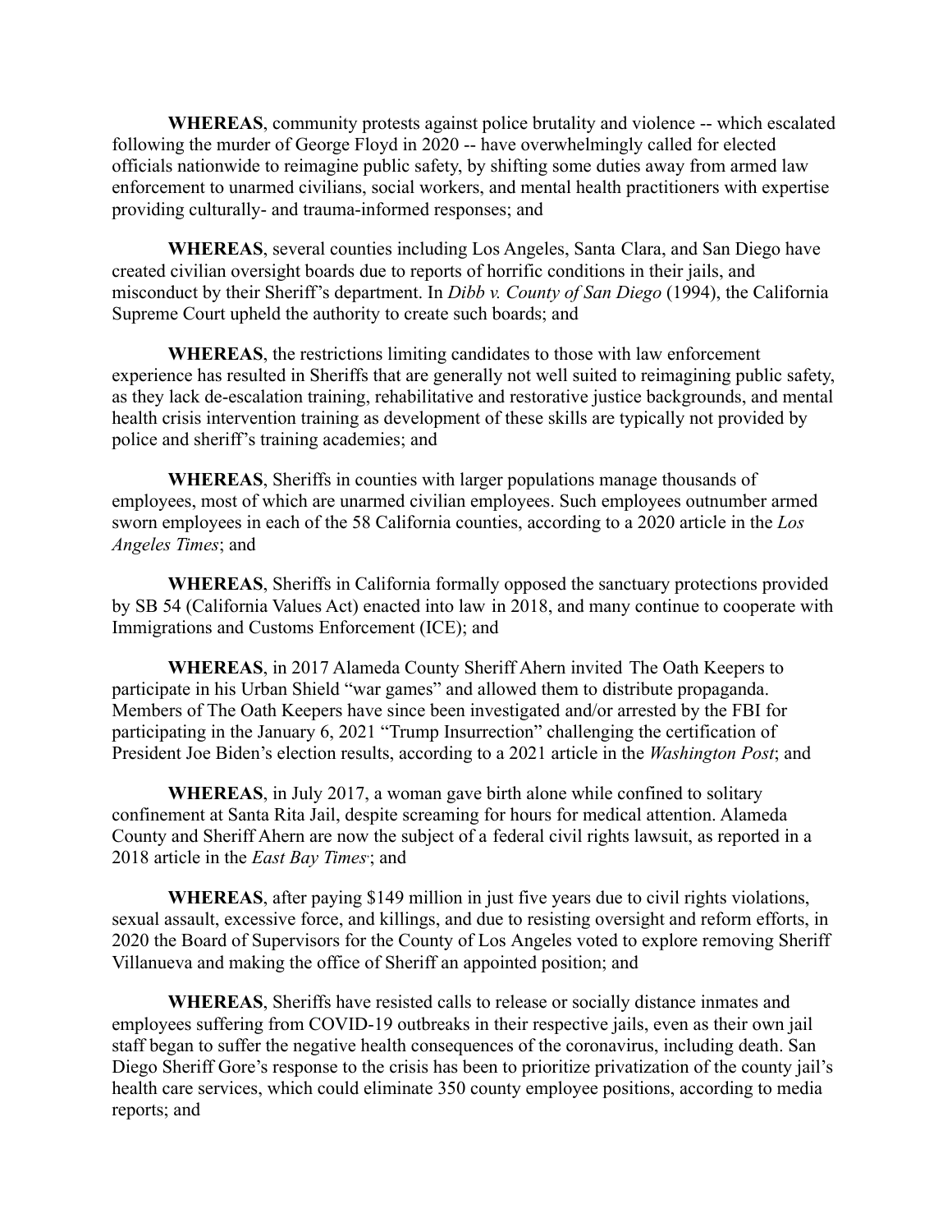**WHEREAS**, community protests against police brutality and violence -- which escalated following the murder of George Floyd in 2020 -- have overwhelmingly called for elected officials nationwide to reimagine public safety, by shifting some duties away from armed law enforcement to unarmed civilians, social workers, and mental health practitioners with expertise providing culturally- and trauma-informed responses; and

**WHEREAS**, several counties including Los Angeles, Santa Clara, and San Diego have created civilian oversight boards due to reports of horrific conditions in their jails, and misconduct by their Sheriff's department. In *Dibb v. County of San Diego* (1994), the California Supreme Court upheld the authority to create such boards; and

**WHEREAS**, the restrictions limiting candidates to those with law enforcement experience has resulted in Sheriffs that are generally not well suited to reimagining public safety, as they lack de-escalation training, rehabilitative and restorative justice backgrounds, and mental health crisis intervention training as development of these skills are typically not provided by police and sheriff's training academies; and

**WHEREAS**, Sheriffs in counties with larger populations manage thousands of employees, most of which are unarmed civilian employees. Such employees outnumber armed sworn employees in each of the 58 California counties, according to a 2020 article in the *Los Angeles Times*; and

**WHEREAS**, Sheriffs in California formally opposed the sanctuary protections provided by SB 54 (California Values Act) enacted into law in 2018, and many continue to cooperate with Immigrations and Customs Enforcement (ICE); and

**WHEREAS**, in 2017 Alameda County Sheriff Ahern invited The Oath Keepers to participate in his Urban Shield "war games" and allowed them to distribute propaganda. Members of The Oath Keepers have since been investigated and/or arrested by the FBI for participating in the January 6, 2021 "Trump Insurrection" challenging the certification of President Joe Biden's election results, according to a 2021 article in the *Washington Post*; and

**WHEREAS**, in July 2017, a woman gave birth alone while confined to solitary confinement at Santa Rita Jail, despite screaming for hours for medical attention. Alameda County and Sheriff Ahern are now the subject of a federal civil rights lawsuit, as reported in a 2018 article in the *East Bay Times*; and

**WHEREAS**, after paying $149 million in just five years due to civil rights violations, sexual assault, excessive force, and killings, and due to resisting oversight and reform efforts, in 2020 the Board of Supervisors for the County of Los Angeles voted to explore removing Sheriff Villanueva and making the office of Sheriff an appointed position; and

**WHEREAS**, Sheriffs have resisted calls to release or socially distance inmates and employees suffering from COVID-19 outbreaks in their respective jails, even as their own jail staff began to suffer the negative health consequences of the coronavirus, including death. San Diego Sheriff Gore's response to the crisis has been to prioritize privatization of the county jail's health care services, which could eliminate 350 county employee positions, according to media reports; and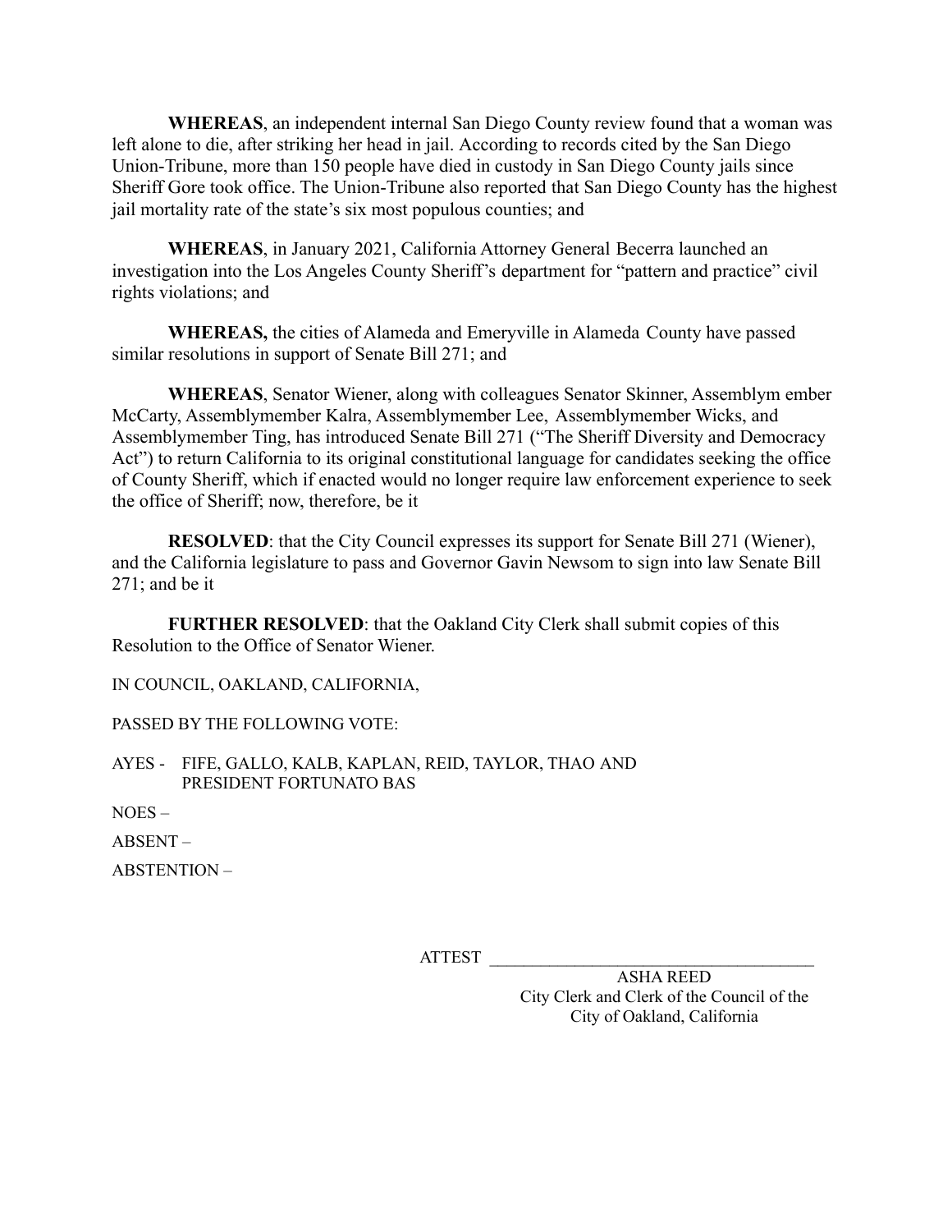**WHEREAS**, an independent internal San Diego County review found that a woman was left alone to die, after striking her head in jail. According to records cited by the San Diego Union-Tribune, more than 150 people have died in custody in San Diego County jails since Sheriff Gore took office. The Union-Tribune also reported that San Diego County has the highest jail mortality rate of the state's six most populous counties; and

**WHEREAS**, in January 2021, California Attorney General Becerra launched an investigation into the Los Angeles County Sheriff's department for "pattern and practice" civil rights violations; and

**WHEREAS,** the cities of Alameda and Emeryville in Alameda County have passed similar resolutions in support of Senate Bill 271; and

**WHEREAS**, Senator Wiener, along with colleagues Senator Skinner, Assemblym ember McCarty, Assemblymember Kalra, Assemblymember Lee, Assemblymember Wicks, and Assemblymember Ting, has introduced Senate Bill 271 ("The Sheriff Diversity and Democracy Act") to return California to its original constitutional language for candidates seeking the office of County Sheriff, which if enacted would no longer require law enforcement experience to seek the office of Sheriff; now, therefore, be it

**RESOLVED**: that the City Council expresses its support for Senate Bill 271 (Wiener), and the California legislature to pass and Governor Gavin Newsom to sign into law Senate Bill 271; and be it

**FURTHER RESOLVED**: that the Oakland City Clerk shall submit copies of this Resolution to the Office of Senator Wiener.

IN COUNCIL, OAKLAND, CALIFORNIA,

PASSED BY THE FOLLOWING VOTE:

AYES - FIFE, GALLO, KALB, KAPLAN, REID, TAYLOR, THAO AND PRESIDENT FORTUNATO BAS

NOES –

ABSENT –

ABSTENTION –

ATTEST \_\_\_\_\_\_\_\_\_\_\_\_\_\_\_\_\_\_\_\_\_\_\_\_\_\_\_\_\_\_\_\_\_\_\_\_\_\_

ASHA REED
City Clerk and Clerk of the Council of the
City of Oakland, California